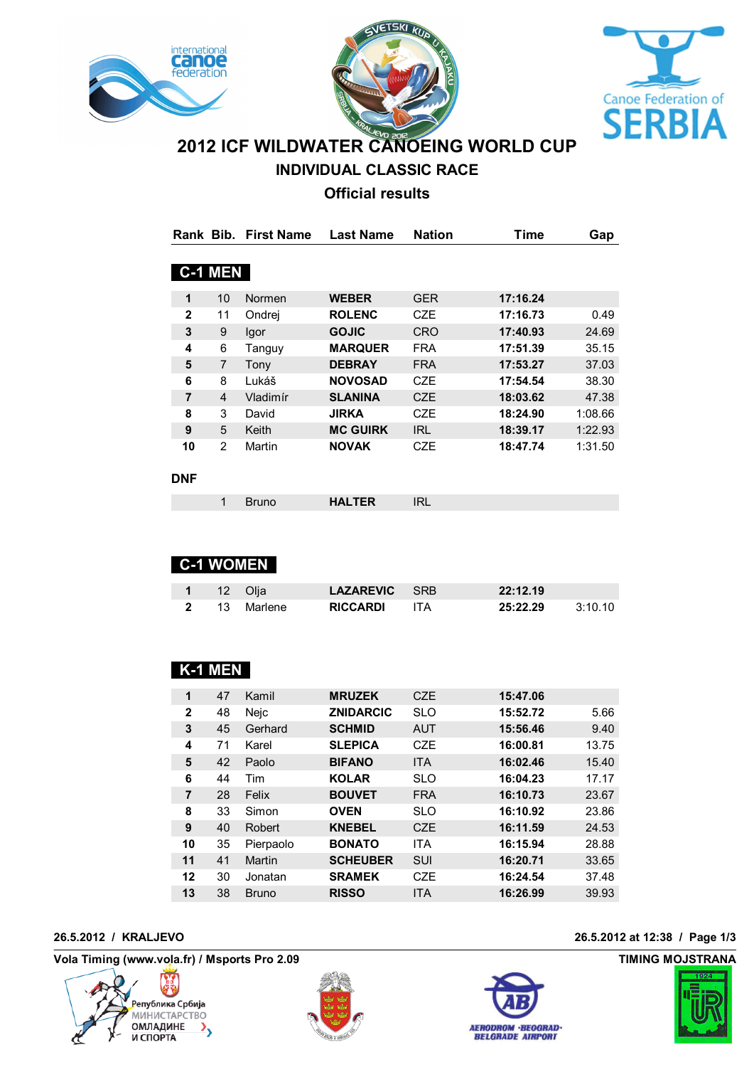# 2012 ICF WILDWATER CANOEING WORLD CUP

## INDIVIDUAL CLASSIC RACE

### Official results

| Rank | Bib. | First Name | Last Name | Nation | Time | Gap |
|---|---|---|---|---|---|---|
| **C-1 MEN** | | | | | | |
| **1** | 10 | Normen | **WEBER** | GER | **17:16.24** | |
| **2** | 11 | Ondrej | **ROLENC** | CZE | **17:16.73** | 0.49 |
| **3** | 9 | Igor | **GOJIC** | CRO | **17:40.93** | 24.69 |
| **4** | 6 | Tanguy | **MARQUER** | FRA | **17:51.39** | 35.15 |
| **5** | 7 | Tony | **DEBRAY** | FRA | **17:53.27** | 37.03 |
| **6** | 8 | Lukáš | **NOVOSAD** | CZE | **17:54.54** | 38.30 |
| **7** | 4 | Vladimír | **SLANINA** | CZE | **18:03.62** | 47.38 |
| **8** | 3 | David | **JIRKA** | CZE | **18:24.90** | 1:08.66 |
| **9** | 5 | Keith | **MC GUIRK** | IRL | **18:39.17** | 1:22.93 |
| **10** | 2 | Martin | **NOVAK** | CZE | **18:47.74** | 1:31.50 |
| **DNF** | | | | | | |
| | 1 | Bruno | **HALTER** | IRL | | |
| **C-1 WOMEN** | | | | | | |
| **1** | 12 | Olja | **LAZAREVIC** | SRB | **22:12.19** | |
| **2** | 13 | Marlene | **RICCARDI** | ITA | **25:22.29** | 3:10.10 |
| **K-1 MEN** | | | | | | |
| **1** | 47 | Kamil | **MRUZEK** | CZE | **15:47.06** | |
| **2** | 48 | Nejc | **ZNIDARCIC** | SLO | **15:52.72** | 5.66 |
| **3** | 45 | Gerhard | **SCHMID** | AUT | **15:56.46** | 9.40 |
| **4** | 71 | Karel | **SLEPICA** | CZE | **16:00.81** | 13.75 |
| **5** | 42 | Paolo | **BIFANO** | ITA | **16:02.46** | 15.40 |
| **6** | 44 | Tim | **KOLAR** | SLO | **16:04.23** | 17.17 |
| **7** | 28 | Felix | **BOUVET** | FRA | **16:10.73** | 23.67 |
| **8** | 33 | Simon | **OVEN** | SLO | **16:10.92** | 23.86 |
| **9** | 40 | Robert | **KNEBEL** | CZE | **16:11.59** | 24.53 |
| **10** | 35 | Pierpaolo | **BONATO** | ITA | **16:15.94** | 28.88 |
| **11** | 41 | Martin | **SCHEUBER** | SUI | **16:20.71** | 33.65 |
| **12** | 30 | Jonatan | **SRAMEK** | CZE | **16:24.54** | 37.48 |
| **13** | 38 | Bruno | **RISSO** | ITA | **16:26.99** | 39.93 |

**26.5.2012 / KRALJEVO** — **26.5.2012 at 12:38**

**Vola Timing (www.vola.fr) / Msports Pro 2.09** — **TIMING MOJSTRANA**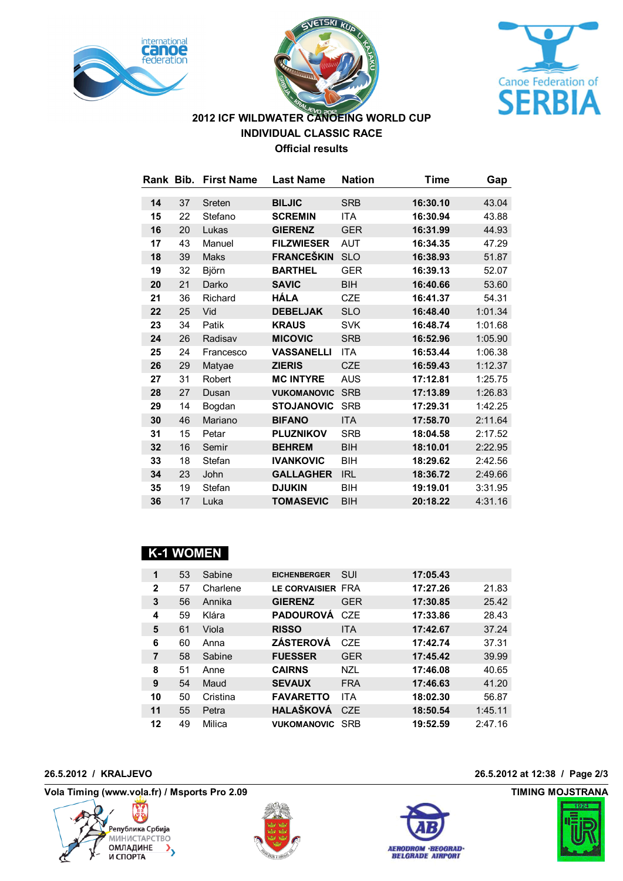**2012 ICF WILDWATER CANOEING WORLD CUP**
**INDIVIDUAL CLASSIC RACE**
**Official results**

| Rank | Bib. | First Name | Last Name | Nation | Time | Gap |
|---|---|---|---|---|---|---|
| **14** | 37 | Sreten | **BILJIC** | SRB | **16:30.10** | 43.04 |
| **15** | 22 | Stefano | **SCREMIN** | ITA | **16:30.94** | 43.88 |
| **16** | 20 | Lukas | **GIERENZ** | GER | **16:31.99** | 44.93 |
| **17** | 43 | Manuel | **FILZWIESER** | AUT | **16:34.35** | 47.29 |
| **18** | 39 | Maks | **FRANCEŠKIN** | SLO | **16:38.93** | 51.87 |
| **19** | 32 | Björn | **BARTHEL** | GER | **16:39.13** | 52.07 |
| **20** | 21 | Darko | **SAVIC** | BIH | **16:40.66** | 53.60 |
| **21** | 36 | Richard | **HÁLA** | CZE | **16:41.37** | 54.31 |
| **22** | 25 | Vid | **DEBELJAK** | SLO | **16:48.40** | 1:01.34 |
| **23** | 34 | Patik | **KRAUS** | SVK | **16:48.74** | 1:01.68 |
| **24** | 26 | Radisav | **MICOVIC** | SRB | **16:52.96** | 1:05.90 |
| **25** | 24 | Francesco | **VASSANELLI** | ITA | **16:53.44** | 1:06.38 |
| **26** | 29 | Matyae | **ZIERIS** | CZE | **16:59.43** | 1:12.37 |
| **27** | 31 | Robert | **MC INTYRE** | AUS | **17:12.81** | 1:25.75 |
| **28** | 27 | Dusan | **VUKOMANOVIC** | SRB | **17:13.89** | 1:26.83 |
| **29** | 14 | Bogdan | **STOJANOVIC** | SRB | **17:29.31** | 1:42.25 |
| **30** | 46 | Mariano | **BIFANO** | ITA | **17:58.70** | 2:11.64 |
| **31** | 15 | Petar | **PLUZNIKOV** | SRB | **18:04.58** | 2:17.52 |
| **32** | 16 | Semir | **BEHREM** | BIH | **18:10.01** | 2:22.95 |
| **33** | 18 | Stefan | **IVANKOVIC** | BIH | **18:29.62** | 2:42.56 |
| **34** | 23 | John | **GALLAGHER** | IRL | **18:36.72** | 2:49.66 |
| **35** | 19 | Stefan | **DJUKIN** | BIH | **19:19.01** | 3:31.95 |
| **36** | 17 | Luka | **TOMASEVIC** | BIH | **20:18.22** | 4:31.16 |

## K-1 WOMEN

| Rank | Bib. | First Name | Last Name | Nation | Time | Gap |
|---|---|---|---|---|---|---|
| **1** | 53 | Sabine | **EICHENBERGER** | SUI | **17:05.43** | |
| **2** | 57 | Charlene | **LE CORVAISIER** | FRA | **17:27.26** | 21.83 |
| **3** | 56 | Annika | **GIERENZ** | GER | **17:30.85** | 25.42 |
| **4** | 59 | Klára | **PADOUROVÁ** | CZE | **17:33.86** | 28.43 |
| **5** | 61 | Viola | **RISSO** | ITA | **17:42.67** | 37.24 |
| **6** | 60 | Anna | **ZÁSTEROVÁ** | CZE | **17:42.74** | 37.31 |
| **7** | 58 | Sabine | **FUESSER** | GER | **17:45.42** | 39.99 |
| **8** | 51 | Anne | **CAIRNS** | NZL | **17:46.08** | 40.65 |
| **9** | 54 | Maud | **SEVAUX** | FRA | **17:46.63** | 41.20 |
| **10** | 50 | Cristina | **FAVARETTO** | ITA | **18:02.30** | 56.87 |
| **11** | 55 | Petra | **HALAŠKOVÁ** | CZE | **18:50.54** | 1:45.11 |
| **12** | 49 | Milica | **VUKOMANOVIC** | SRB | **19:52.59** | 2:47.16 |

**26.5.2012 / KRALJEVO** — **26.5.2012 at 12:38**

**Vola Timing (www.vola.fr) / Msports Pro 2.09** — **TIMING MOJSTRANA**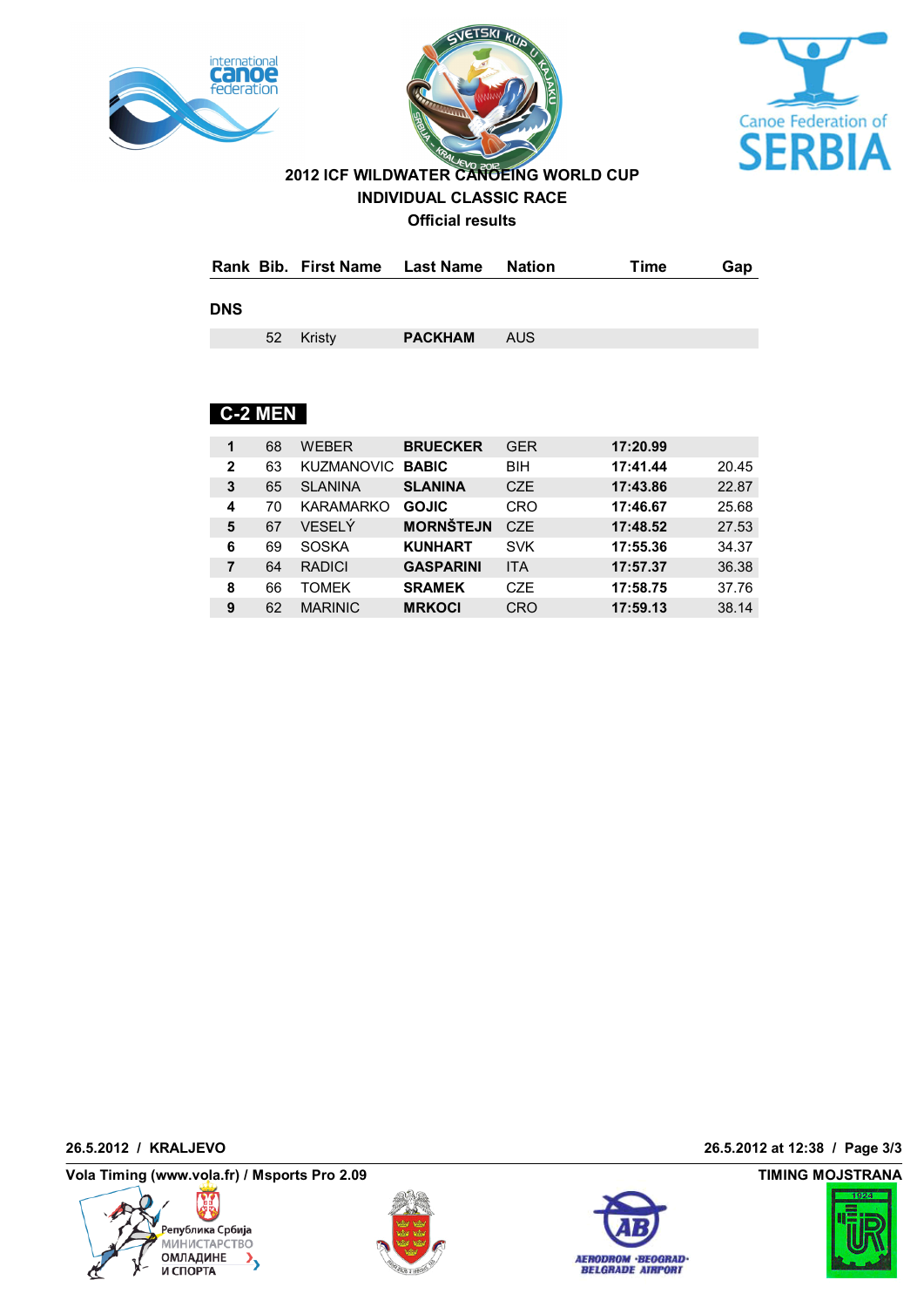**2012 ICF WILDWATER CANOEING WORLD CUP**
**INDIVIDUAL CLASSIC RACE**
**Official results**

| Rank | Bib. | First Name | Last Name | Nation | Time | Gap |
|---|---|---|---|---|---|---|
| **DNS** | | | | | | |
| | 52 | Kristy | **PACKHAM** | AUS | | |

## C-2 MEN

| Rank | Bib. | First Name | Last Name | Nation | Time | Gap |
|---|---|---|---|---|---|---|
| **1** | 68 | WEBER | **BRUECKER** | GER | **17:20.99** | |
| **2** | 63 | KUZMANOVIC | **BABIC** | BIH | **17:41.44** | 20.45 |
| **3** | 65 | SLANINA | **SLANINA** | CZE | **17:43.86** | 22.87 |
| **4** | 70 | KARAMARKO | **GOJIC** | CRO | **17:46.67** | 25.68 |
| **5** | 67 | VESELÝ | **MORNŠTEJN** | CZE | **17:48.52** | 27.53 |
| **6** | 69 | SOSKA | **KUNHART** | SVK | **17:55.36** | 34.37 |
| **7** | 64 | RADICI | **GASPARINI** | ITA | **17:57.37** | 36.38 |
| **8** | 66 | TOMEK | **SRAMEK** | CZE | **17:58.75** | 37.76 |
| **9** | 62 | MARINIC | **MRKOCI** | CRO | **17:59.13** | 38.14 |

**26.5.2012 / KRALJEVO** **26.5.2012 at 12:38**

**Vola Timing (www.vola.fr) / Msports Pro 2.09** **TIMING MOJSTRANA**